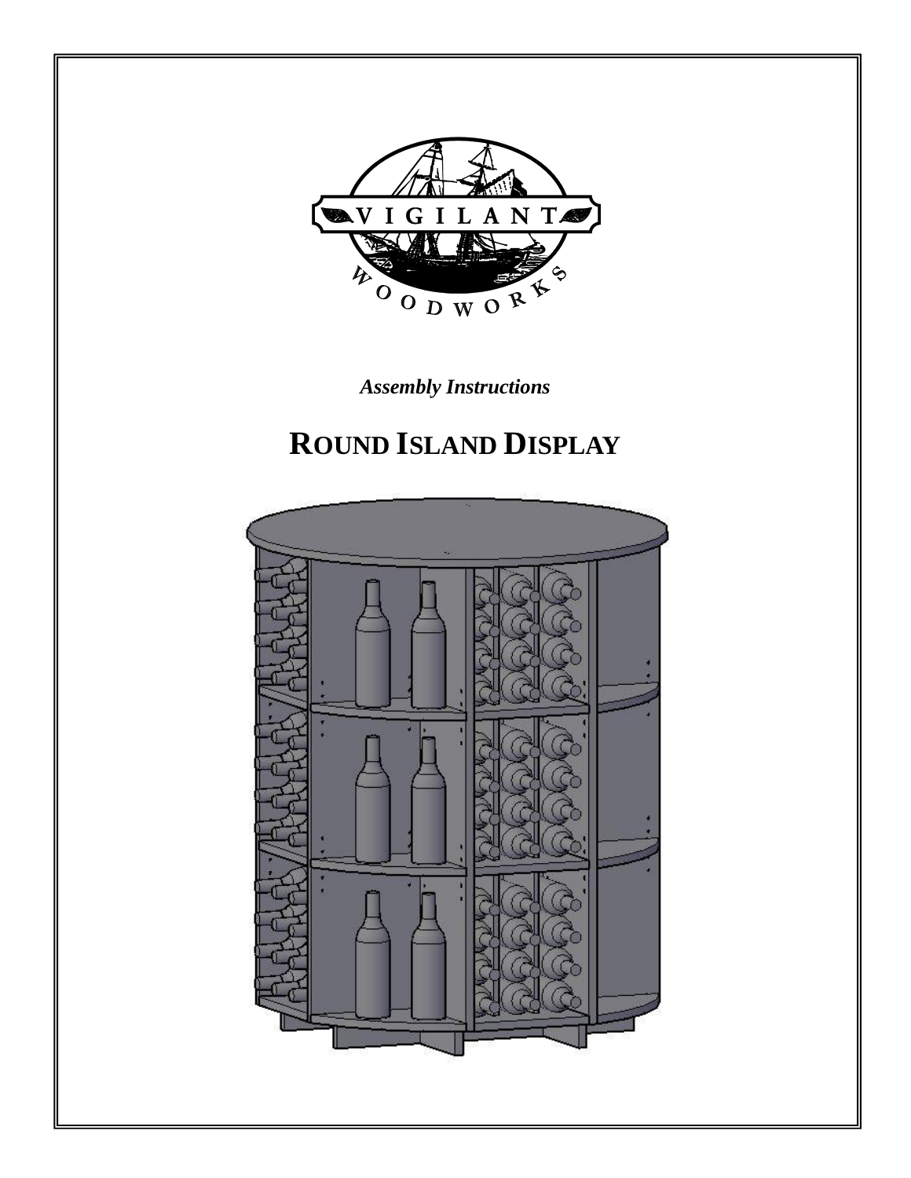VIGILANT WOODWORKS

*Assembly Instructions*

# ROUND ISLAND DISPLAY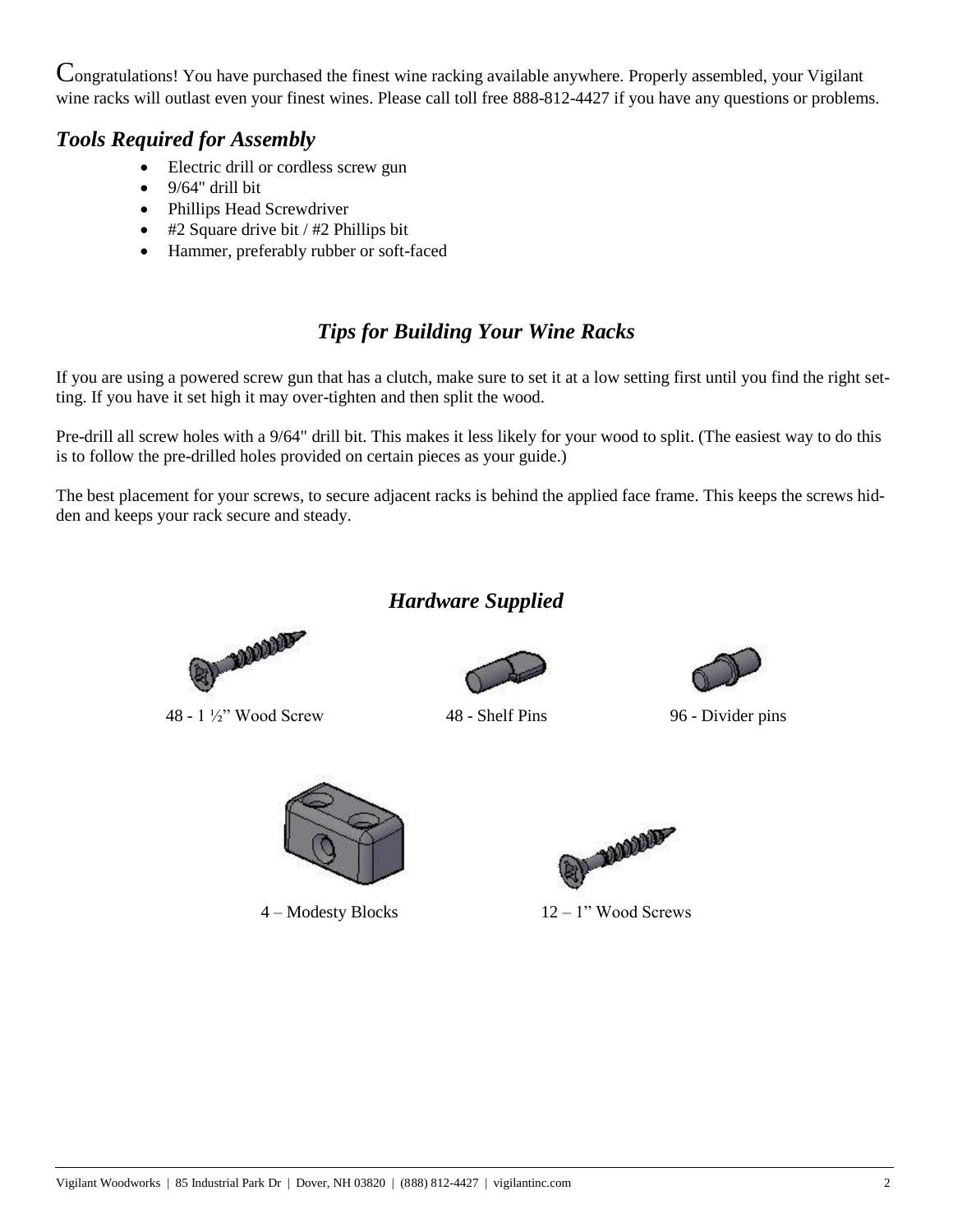Congratulations! You have purchased the finest wine racking available anywhere. Properly assembled, your Vigilant wine racks will outlast even your finest wines. Please call toll free 888-812-4427 if you have any questions or problems.

## *Tools Required for Assembly*

- Electric drill or cordless screw gun
- 9/64" drill bit
- Phillips Head Screwdriver
- #2 Square drive bit / #2 Phillips bit
- Hammer, preferably rubber or soft-faced

## *Tips for Building Your Wine Racks*

If you are using a powered screw gun that has a clutch, make sure to set it at a low setting first until you find the right setting. If you have it set high it may over-tighten and then split the wood.

Pre-drill all screw holes with a 9/64" drill bit. This makes it less likely for your wood to split. (The easiest way to do this is to follow the pre-drilled holes provided on certain pieces as your guide.)

The best placement for your screws, to secure adjacent racks is behind the applied face frame. This keeps the screws hidden and keeps your rack secure and steady.

## *Hardware Supplied*

48 - 1 ½" Wood Screw

48 - Shelf Pins

96 - Divider pins

4 – Modesty Blocks

12 – 1" Wood Screws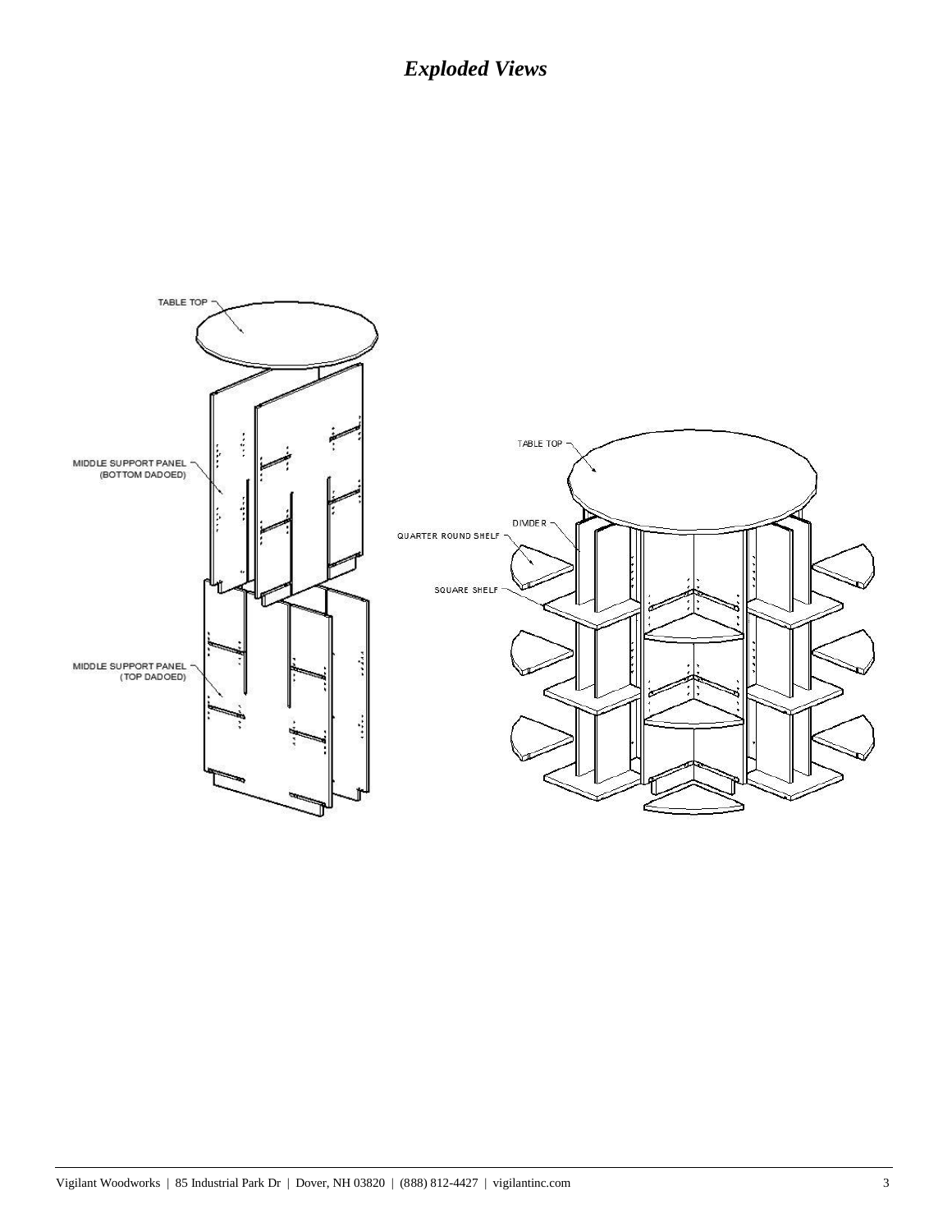# *Exploded Views*

TABLE TOP

MIDDLE SUPPORT PANEL (BOTTOM DADOED)

MIDDLE SUPPORT PANEL (TOP DADOED)

TABLE TOP

DIVIDER

QUARTER ROUND SHELF

SQUARE SHELF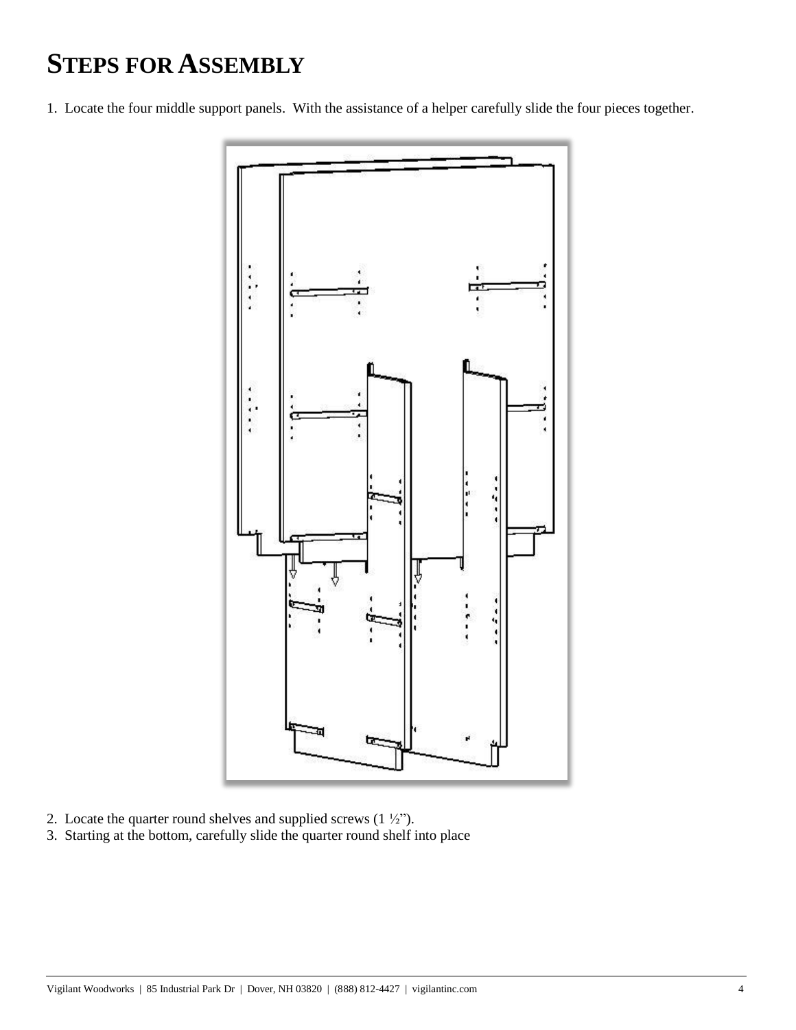# Steps for Assembly

1. Locate the four middle support panels. With the assistance of a helper carefully slide the four pieces together.

2. Locate the quarter round shelves and supplied screws (1 ½”).
3. Starting at the bottom, carefully slide the quarter round shelf into place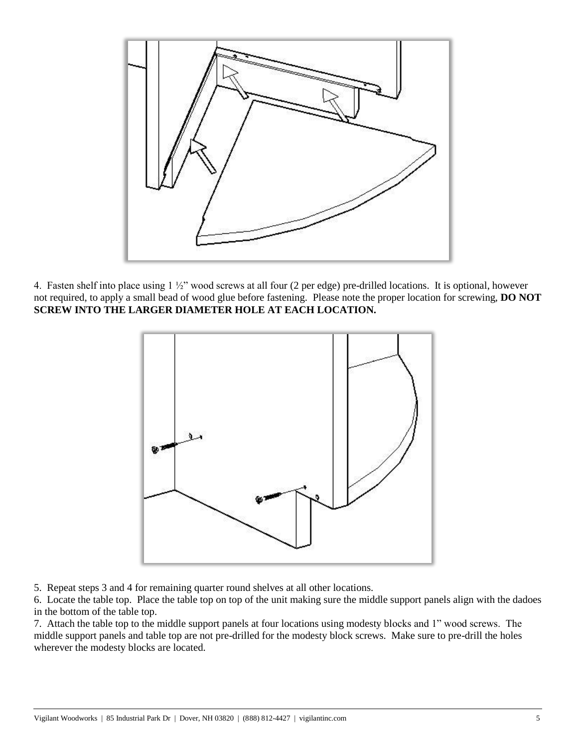4. Fasten shelf into place using 1 ½” wood screws at all four (2 per edge) pre-drilled locations. It is optional, however not required, to apply a small bead of wood glue before fastening. Please note the proper location for screwing, **DO NOT SCREW INTO THE LARGER DIAMETER HOLE AT EACH LOCATION.**

5. Repeat steps 3 and 4 for remaining quarter round shelves at all other locations.
6. Locate the table top. Place the table top on top of the unit making sure the middle support panels align with the dadoes in the bottom of the table top.
7. Attach the table top to the middle support panels at four locations using modesty blocks and 1” wood screws. The middle support panels and table top are not pre-drilled for the modesty block screws. Make sure to pre-drill the holes wherever the modesty blocks are located.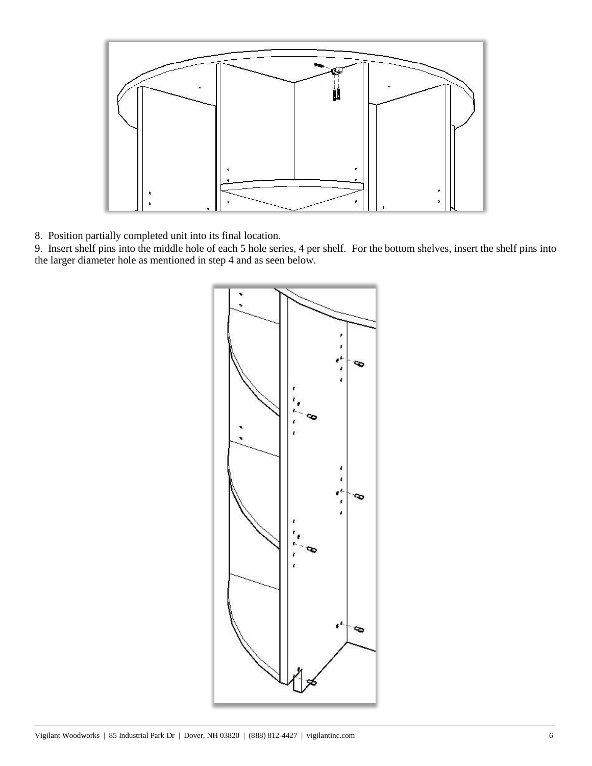8. Position partially completed unit into its final location.
9. Insert shelf pins into the middle hole of each 5 hole series, 4 per shelf. For the bottom shelves, insert the shelf pins into the larger diameter hole as mentioned in step 4 and as seen below.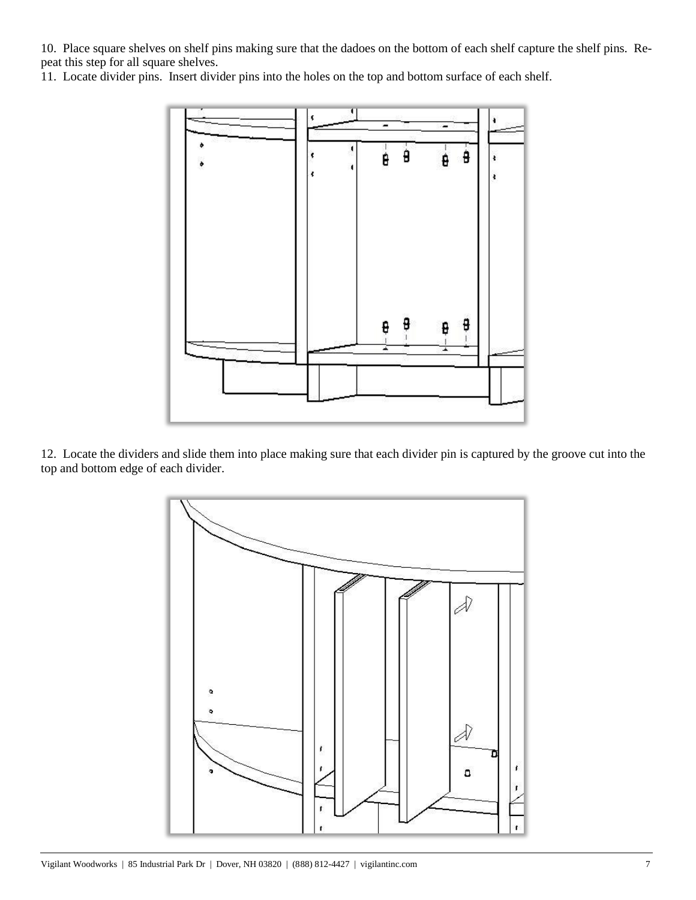10. Place square shelves on shelf pins making sure that the dadoes on the bottom of each shelf capture the shelf pins. Repeat this step for all square shelves.
11. Locate divider pins. Insert divider pins into the holes on the top and bottom surface of each shelf.

12. Locate the dividers and slide them into place making sure that each divider pin is captured by the groove cut into the top and bottom edge of each divider.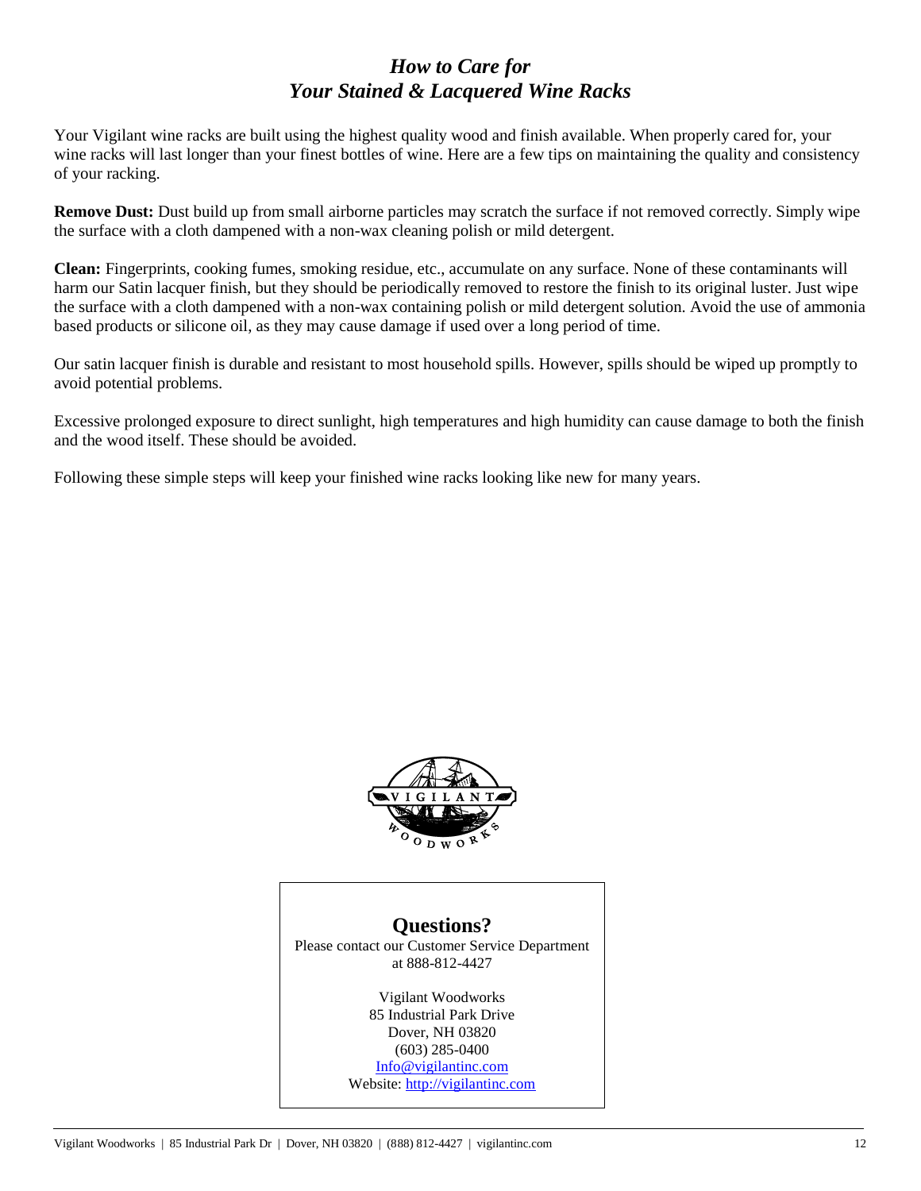# *How to Care for Your Stained & Lacquered Wine Racks*

Your Vigilant wine racks are built using the highest quality wood and finish available. When properly cared for, your wine racks will last longer than your finest bottles of wine. Here are a few tips on maintaining the quality and consistency of your racking.

**Remove Dust:** Dust build up from small airborne particles may scratch the surface if not removed correctly. Simply wipe the surface with a cloth dampened with a non-wax cleaning polish or mild detergent.

**Clean:** Fingerprints, cooking fumes, smoking residue, etc., accumulate on any surface. None of these contaminants will harm our Satin lacquer finish, but they should be periodically removed to restore the finish to its original luster. Just wipe the surface with a cloth dampened with a non-wax containing polish or mild detergent solution. Avoid the use of ammonia based products or silicone oil, as they may cause damage if used over a long period of time.

Our satin lacquer finish is durable and resistant to most household spills. However, spills should be wiped up promptly to avoid potential problems.

Excessive prolonged exposure to direct sunlight, high temperatures and high humidity can cause damage to both the finish and the wood itself. These should be avoided.

Following these simple steps will keep your finished wine racks looking like new for many years.

VIGILANT WOODWORKS

**Questions?**
Please contact our Customer Service Department at 888-812-4427

Vigilant Woodworks
85 Industrial Park Drive
Dover, NH 03820
(603) 285-0400
Info@vigilantinc.com
Website: http://vigilantinc.com